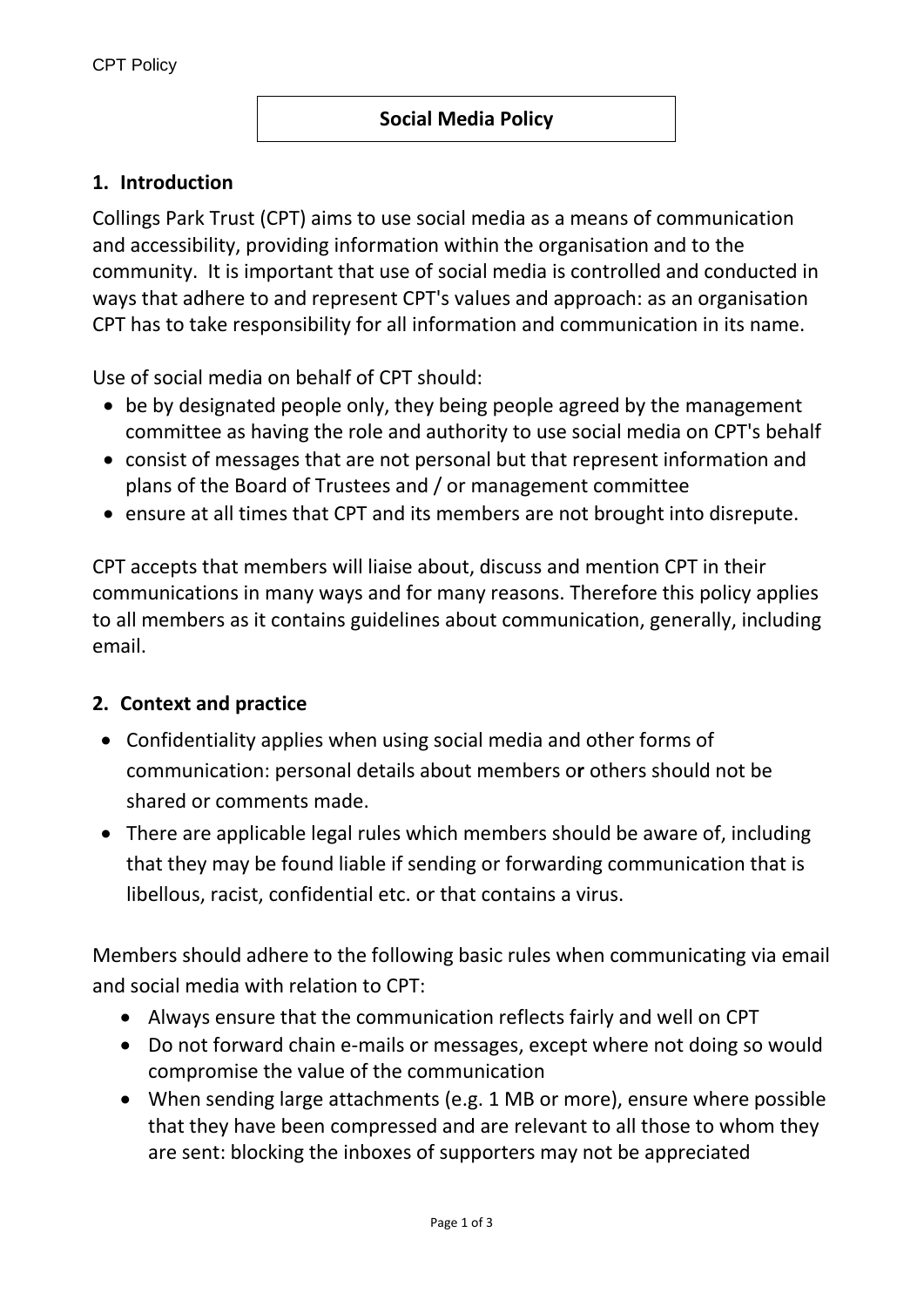# Social Media Policy

## 1. Introduction

Collings Park Trust (CPT) aims to use social media as a means of communication and accessibility, providing information within the organisation and to the community. It is important that use of social media is controlled and conducted in ways that adhere to and represent CPT's values and approach: as an organisation CPT has to take responsibility for all information and communication in its name.

Use of social media on behalf of CPT should:

- be by designated people only, they being people agreed by the management committee as having the role and authority to use social media on CPT's behalf
- consist of messages that are not personal but that represent information and plans of the Board of Trustees and / or management committee
- ensure at all times that CPT and its members are not brought into disrepute.

CPT accepts that members will liaise about, discuss and mention CPT in their communications in many ways and for many reasons. Therefore this policy applies to all members as it contains guidelines about communication, generally, including email.

## 2. Context and practice

- Confidentiality applies when using social media and other forms of communication: personal details about members or others should not be shared or comments made.
- There are applicable legal rules which members should be aware of, including that they may be found liable if sending or forwarding communication that is libellous, racist, confidential etc. or that contains a virus.

Members should adhere to the following basic rules when communicating via email and social media with relation to CPT:

- Always ensure that the communication reflects fairly and well on CPT
- Do not forward chain e-mails or messages, except where not doing so would compromise the value of the communication
- When sending large attachments (e.g. 1 MB or more), ensure where possible that they have been compressed and are relevant to all those to whom they are sent: blocking the inboxes of supporters may not be appreciated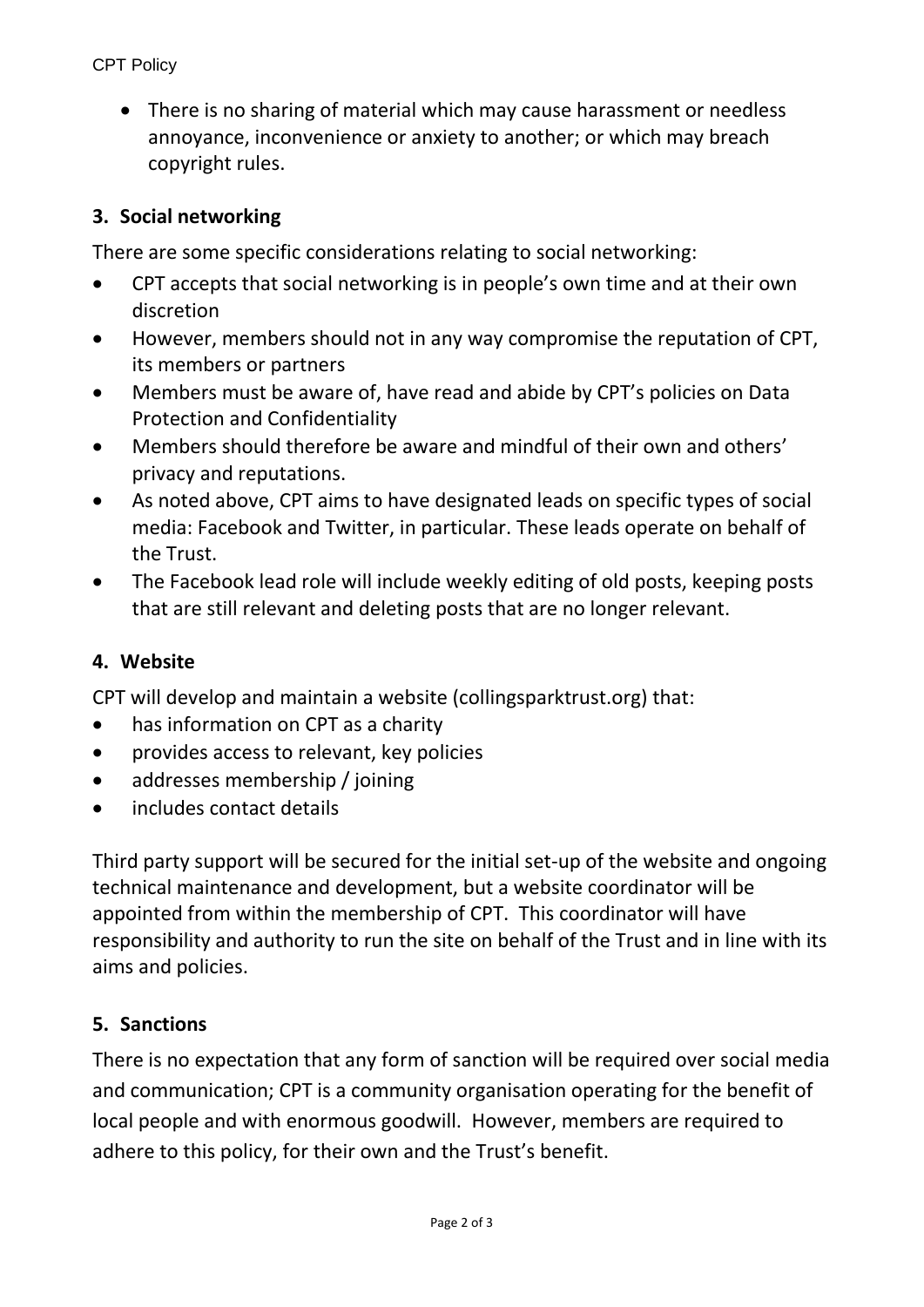- There is no sharing of material which may cause harassment or needless annoyance, inconvenience or anxiety to another; or which may breach copyright rules.

## 3. Social networking

There are some specific considerations relating to social networking:

- CPT accepts that social networking is in people's own time and at their own discretion
- However, members should not in any way compromise the reputation of CPT, its members or partners
- Members must be aware of, have read and abide by CPT's policies on Data Protection and Confidentiality
- Members should therefore be aware and mindful of their own and others' privacy and reputations.
- As noted above, CPT aims to have designated leads on specific types of social media: Facebook and Twitter, in particular. These leads operate on behalf of the Trust.
- The Facebook lead role will include weekly editing of old posts, keeping posts that are still relevant and deleting posts that are no longer relevant.

## 4. Website

CPT will develop and maintain a website (collingsparktrust.org) that:

- has information on CPT as a charity
- provides access to relevant, key policies
- addresses membership / joining
- includes contact details

Third party support will be secured for the initial set-up of the website and ongoing technical maintenance and development, but a website coordinator will be appointed from within the membership of CPT. This coordinator will have responsibility and authority to run the site on behalf of the Trust and in line with its aims and policies.

## 5. Sanctions

There is no expectation that any form of sanction will be required over social media and communication; CPT is a community organisation operating for the benefit of local people and with enormous goodwill. However, members are required to adhere to this policy, for their own and the Trust's benefit.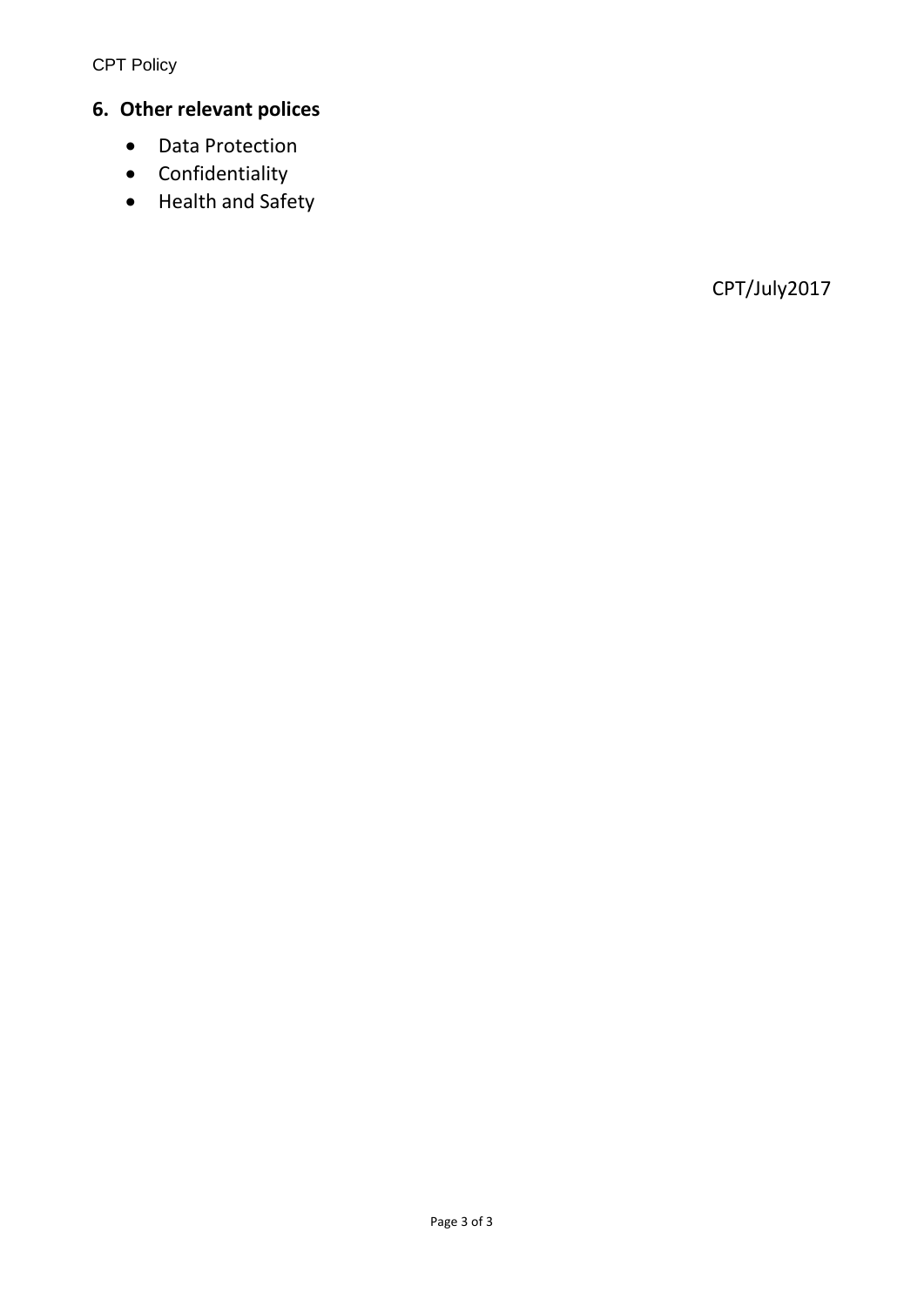## 6. Other relevant polices

- Data Protection
- Confidentiality
- Health and Safety

CPT/July2017